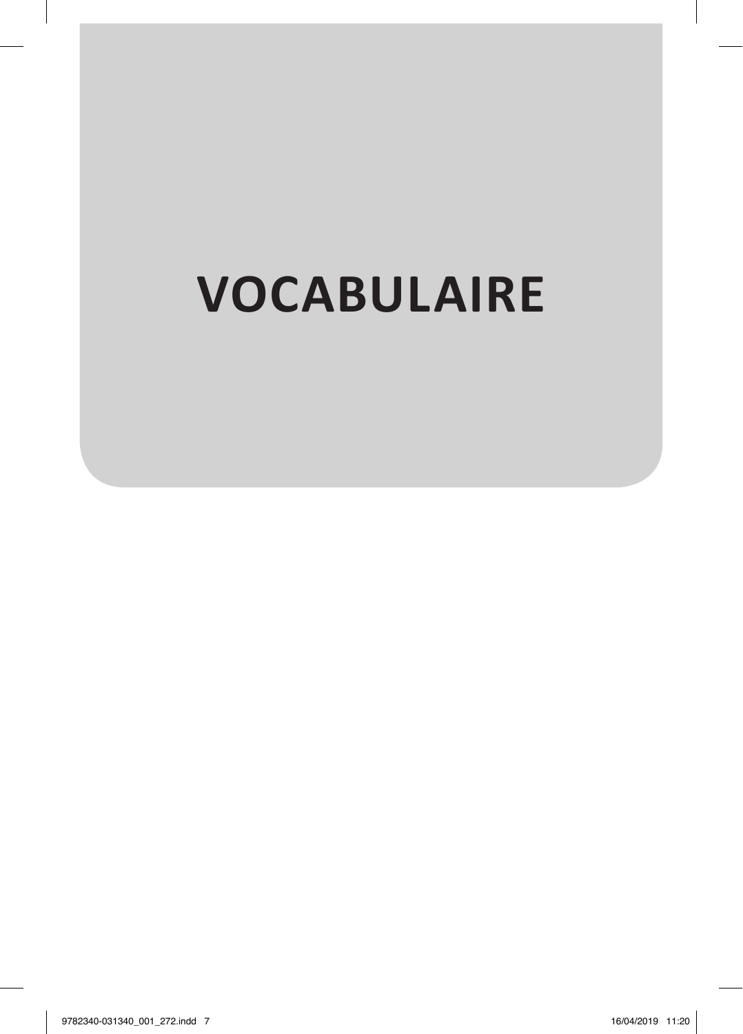# VOCABULAIRE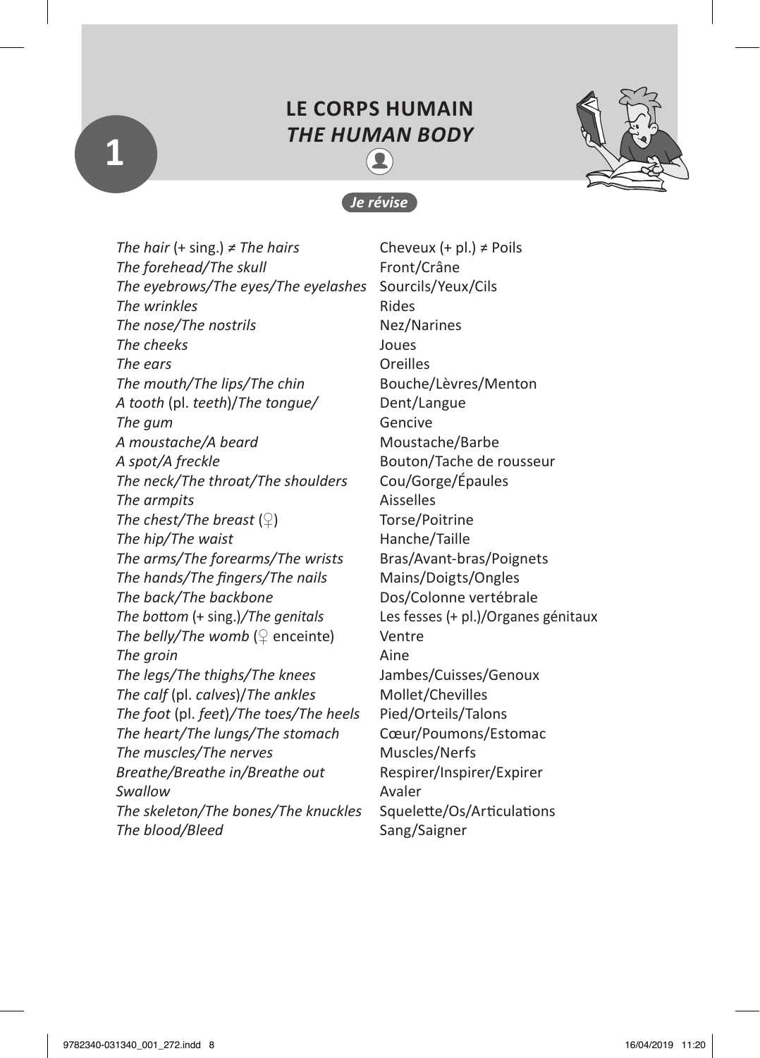# 1

## LE CORPS HUMAIN
## *THE HUMAN BODY*

*Je révise*

| | |
|---|---|
| *The hair* (+ sing.) ≠ *The hairs* | Cheveux (+ pl.) ≠ Poils |
| *The forehead/The skull* | Front/Crâne |
| *The eyebrows/The eyes/The eyelashes* | Sourcils/Yeux/Cils |
| *The wrinkles* | Rides |
| *The nose/The nostrils* | Nez/Narines |
| *The cheeks* | Joues |
| *The ears* | Oreilles |
| *The mouth/The lips/The chin* | Bouche/Lèvres/Menton |
| *A tooth* (pl. *teeth*)/*The tongue/* | Dent/Langue |
| *The gum* | Gencive |
| *A moustache/A beard* | Moustache/Barbe |
| *A spot/A freckle* | Bouton/Tache de rousseur |
| *The neck/The throat/The shoulders* | Cou/Gorge/Épaules |
| *The armpits* | Aisselles |
| *The chest/The breast* (♀) | Torse/Poitrine |
| *The hip/The waist* | Hanche/Taille |
| *The arms/The forearms/The wrists* | Bras/Avant-bras/Poignets |
| *The hands/The fingers/The nails* | Mains/Doigts/Ongles |
| *The back/The backbone* | Dos/Colonne vertébrale |
| *The bottom* (+ sing.)/*The genitals* | Les fesses (+ pl.)/Organes génitaux |
| *The belly/The womb* (♀ enceinte) | Ventre |
| *The groin* | Aine |
| *The legs/The thighs/The knees* | Jambes/Cuisses/Genoux |
| *The calf* (pl. *calves*)/*The ankles* | Mollet/Chevilles |
| *The foot* (pl. *feet*)/*The toes/The heels* | Pied/Orteils/Talons |
| *The heart/The lungs/The stomach* | Cœur/Poumons/Estomac |
| *The muscles/The nerves* | Muscles/Nerfs |
| *Breathe/Breathe in/Breathe out* | Respirer/Inspirer/Expirer |
| *Swallow* | Avaler |
| *The skeleton/The bones/The knuckles* | Squelette/Os/Articulations |
| *The blood/Bleed* | Sang/Saigner |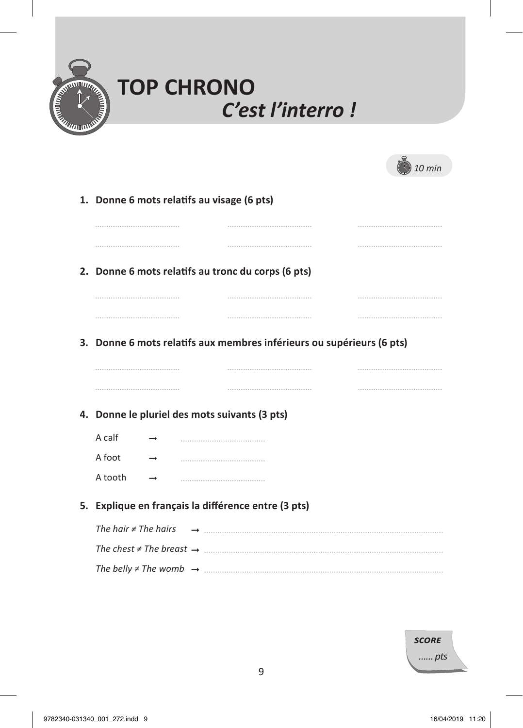# TOP CHRONO

## *C'est l'interro !*

*10 min*

**1. Donne 6 mots relatifs au visage (6 pts)**

.................................... .................................... ....................................

.................................... .................................... ....................................

**2. Donne 6 mots relatifs au tronc du corps (6 pts)**

.................................... .................................... ....................................

.................................... .................................... ....................................

**3. Donne 6 mots relatifs aux membres inférieurs ou supérieurs (6 pts)**

.................................... .................................... ....................................

.................................... .................................... ....................................

**4. Donne le pluriel des mots suivants (3 pts)**

A calf → ....................................

A foot → ....................................

A tooth → ....................................

**5. Explique en français la différence entre (3 pts)**

*The hair ≠ The hairs* → ....................................................................................................

*The chest ≠ The breast* → ....................................................................................................

*The belly ≠ The womb* → ....................................................................................................

***SCORE***

*...... pts*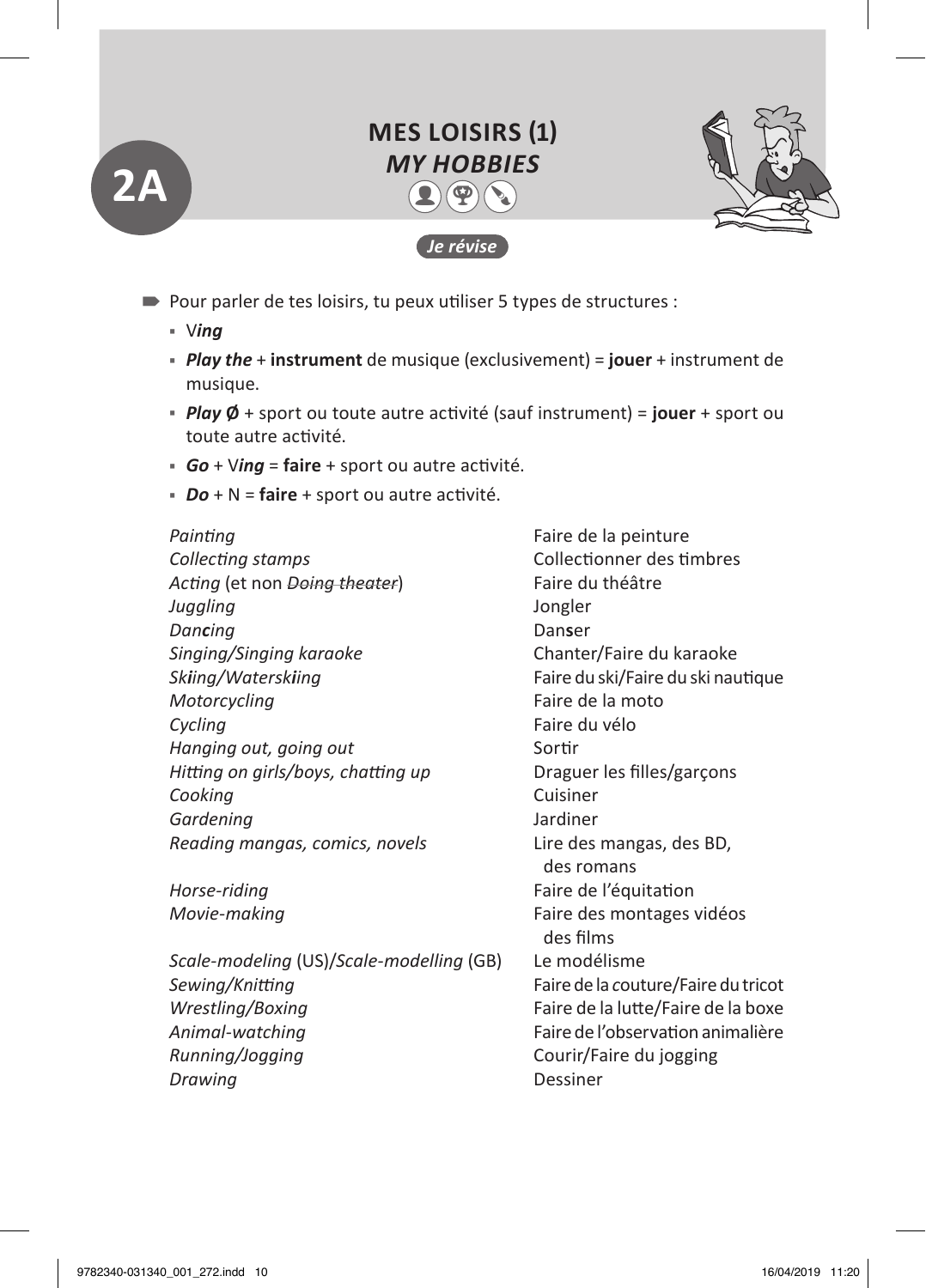# 2A

## MES LOISIRS (1)
## *MY HOBBIES*

***Je révise***

- Pour parler de tes loisirs, tu peux utiliser 5 types de structures :
  - V***ing***
  - ***Play the*** + **instrument** de musique (exclusivement) = **jouer** + instrument de musique.
  - ***Play Ø*** + sport ou toute autre activité (sauf instrument) = **jouer** + sport ou toute autre activité.
  - ***Go*** + V***ing*** = **faire** + sport ou autre activité.
  - ***Do*** + N = **faire** + sport ou autre activité.

| | |
|---|---|
| *Painting* | Faire de la peinture |
| *Collecting stamps* | Collectionner des timbres |
| *Acting* (et non ~~*Doing theater*~~) | Faire du théâtre |
| *Juggling* | Jongler |
| *Dan**c**ing* | Dan**s**er |
| *Singing/Singing karaoke* | Chanter/Faire du karaoke |
| *Sk**i**ing/Watersk**i**ing* | Faire du ski/Faire du ski nautique |
| *Motorcycling* | Faire de la moto |
| *Cycling* | Faire du vélo |
| *Hanging out, going out* | Sortir |
| *Hitting on girls/boys, chatting up* | Draguer les filles/garçons |
| *Cooking* | Cuisiner |
| *Gardening* | Jardiner |
| *Reading mangas, comics, novels* | Lire des mangas, des BD, des romans |
| *Horse-riding* | Faire de l'équitation |
| *Movie-making* | Faire des montages vidéos des films |
| *Scale-modeling* (US)/*Scale-modelling* (GB) | Le modélisme |
| *Sewing/Knitting* | Faire de la couture/Faire du tricot |
| *Wrestling/Boxing* | Faire de la lutte/Faire de la boxe |
| *Animal-watching* | Faire de l'observation animalière |
| *Running/Jogging* | Courir/Faire du jogging |
| *Drawing* | Dessiner |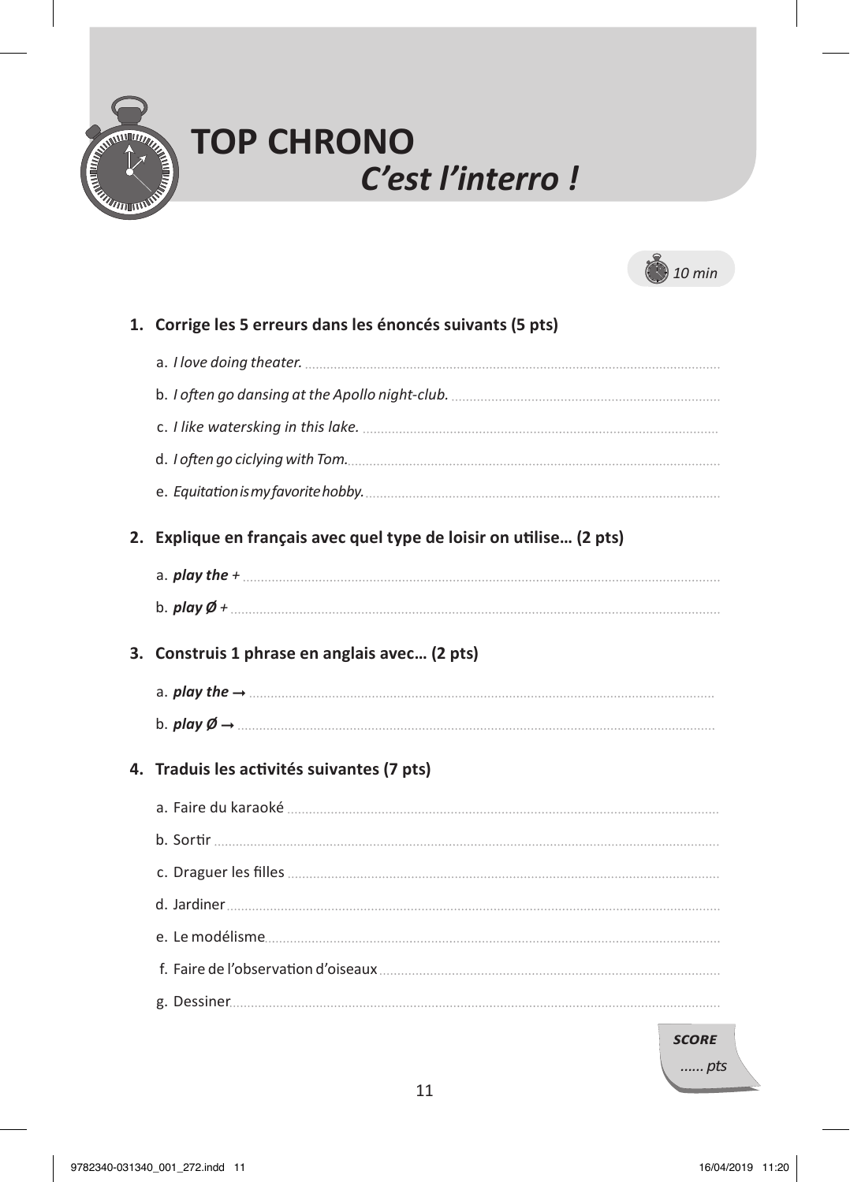# TOP CHRONO
## *C'est l'interro !*

*10 min*

**1. Corrige les 5 erreurs dans les énoncés suivants (5 pts)**

a. *I love doing theater.* ................................................................

b. *I often go dansing at the Apollo night-club.* ................................................................

c. *I like watersking in this lake.* ................................................................

d. *I often go ciclying with Tom.* ................................................................

e. *Equitation is my favorite hobby.* ................................................................

**2. Explique en français avec quel type de loisir on utilise… (2 pts)**

a. ***play the*** *+* ................................................................

b. ***play Ø*** *+* ................................................................

**3. Construis 1 phrase en anglais avec… (2 pts)**

a. ***play the*** → ................................................................

b. ***play Ø*** → ................................................................

**4. Traduis les activités suivantes (7 pts)**

a. Faire du karaoké ................................................................

b. Sortir ................................................................

c. Draguer les filles ................................................................

d. Jardiner ................................................................

e. Le modélisme ................................................................

f. Faire de l'observation d'oiseaux ................................................................

g. Dessiner ................................................................

***SCORE***

*...... pts*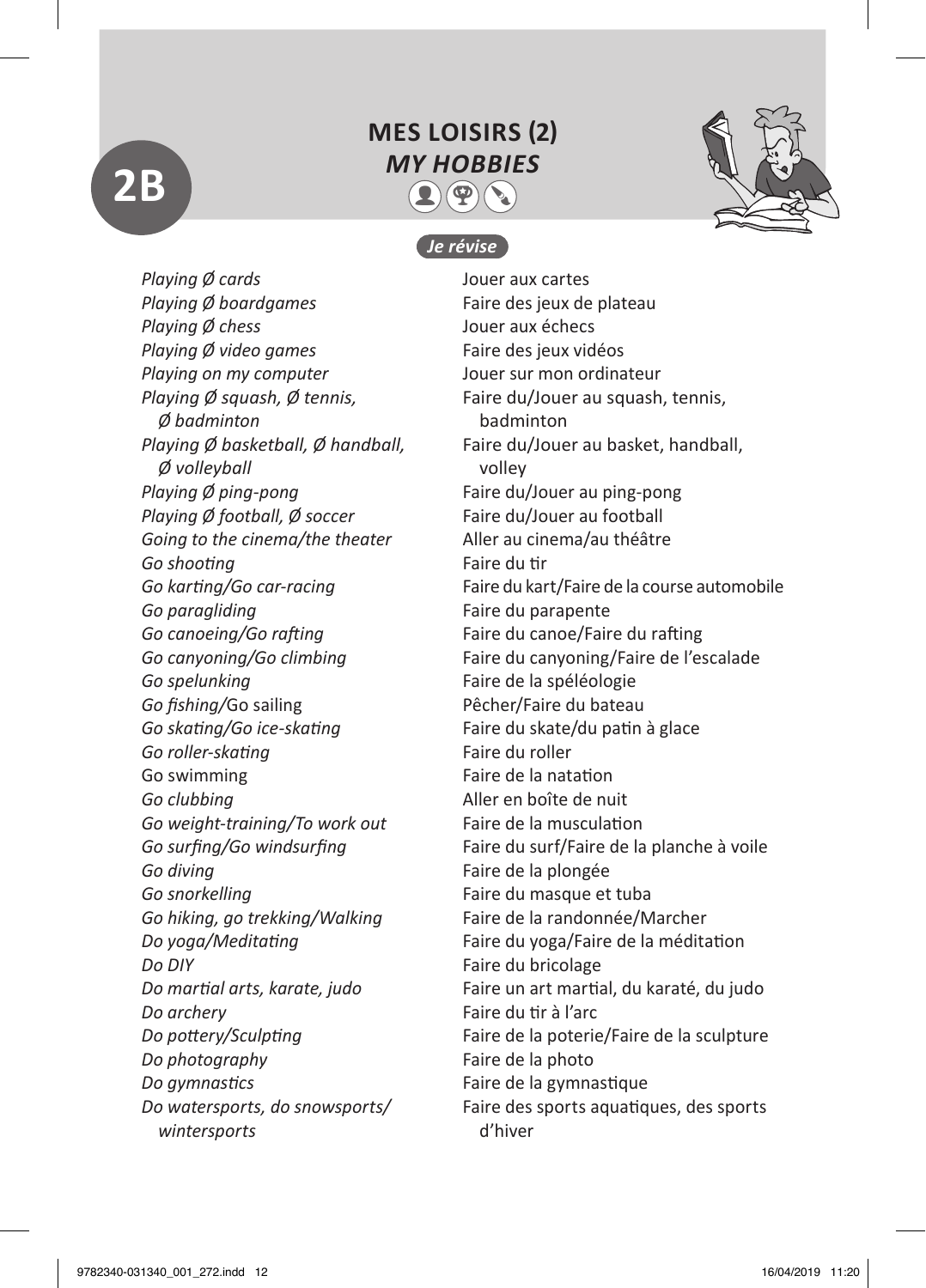# 2B

## MES LOISIRS (2)
## *MY HOBBIES*

### *Je révise*

| | |
|---|---|
| *Playing Ø cards* | Jouer aux cartes |
| *Playing Ø boardgames* | Faire des jeux de plateau |
| *Playing Ø chess* | Jouer aux échecs |
| *Playing Ø video games* | Faire des jeux vidéos |
| *Playing on my computer* | Jouer sur mon ordinateur |
| *Playing Ø squash, Ø tennis, Ø badminton* | Faire du/Jouer au squash, tennis, badminton |
| *Playing Ø basketball, Ø handball, Ø volleyball* | Faire du/Jouer au basket, handball, volley |
| *Playing Ø ping-pong* | Faire du/Jouer au ping-pong |
| *Playing Ø football, Ø soccer* | Faire du/Jouer au football |
| *Going to the cinema/the theater* | Aller au cinema/au théâtre |
| *Go shooting* | Faire du tir |
| *Go karting/Go car-racing* | Faire du kart/Faire de la course automobile |
| *Go paragliding* | Faire du parapente |
| *Go canoeing/Go rafting* | Faire du canoe/Faire du rafting |
| *Go canyoning/Go climbing* | Faire du canyoning/Faire de l'escalade |
| *Go spelunking* | Faire de la spéléologie |
| *Go fishing/*Go sailing | Pêcher/Faire du bateau |
| *Go skating/Go ice-skating* | Faire du skate/du patin à glace |
| *Go roller-skating* | Faire du roller |
| Go swimming | Faire de la natation |
| *Go clubbing* | Aller en boîte de nuit |
| *Go weight-training/To work out* | Faire de la musculation |
| *Go surfing/Go windsurfing* | Faire du surf/Faire de la planche à voile |
| *Go diving* | Faire de la plongée |
| *Go snorkelling* | Faire du masque et tuba |
| *Go hiking, go trekking/Walking* | Faire de la randonnée/Marcher |
| *Do yoga/Meditating* | Faire du yoga/Faire de la méditation |
| *Do DIY* | Faire du bricolage |
| *Do martial arts, karate, judo* | Faire un art martial, du karaté, du judo |
| *Do archery* | Faire du tir à l'arc |
| *Do pottery/Sculpting* | Faire de la poterie/Faire de la sculpture |
| *Do photography* | Faire de la photo |
| *Do gymnastics* | Faire de la gymnastique |
| *Do watersports, do snowsports/wintersports* | Faire des sports aquatiques, des sports d'hiver |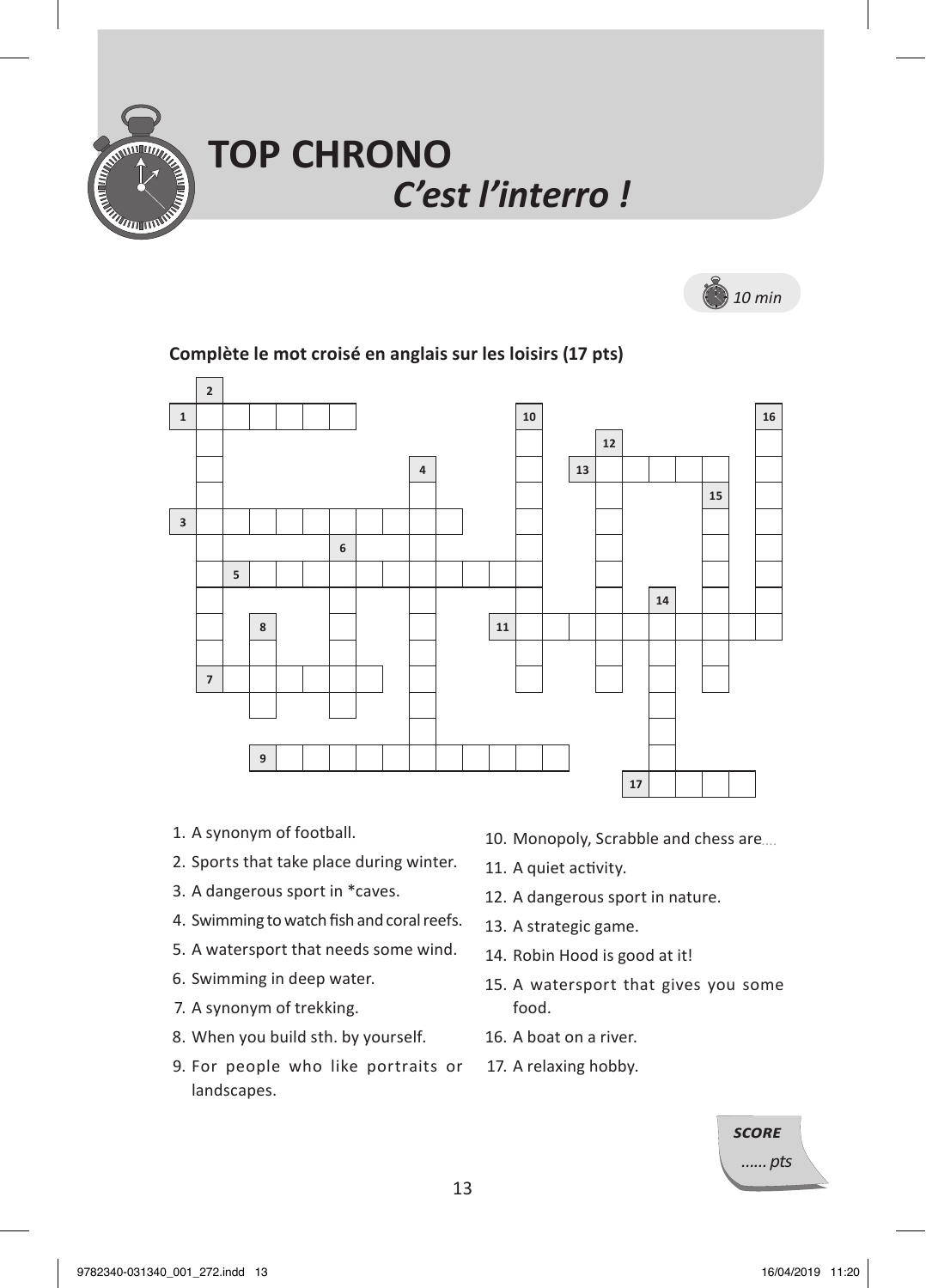# TOP CHRONO
## *C'est l'interro !*

*10 min*

**Complète le mot croisé en anglais sur les loisirs (17 pts)**

1. A synonym of football.
2. Sports that take place during winter.
3. A dangerous sport in *caves.
4. Swimming to watch fish and coral reefs.
5. A watersport that needs some wind.
6. Swimming in deep water.
7. A synonym of trekking.
8. When you build sth. by yourself.
9. For people who like portraits or landscapes.
10. Monopoly, Scrabble and chess are....
11. A quiet activity.
12. A dangerous sport in nature.
13. A strategic game.
14. Robin Hood is good at it!
15. A watersport that gives you some food.
16. A boat on a river.
17. A relaxing hobby.

*SCORE*

*...... pts*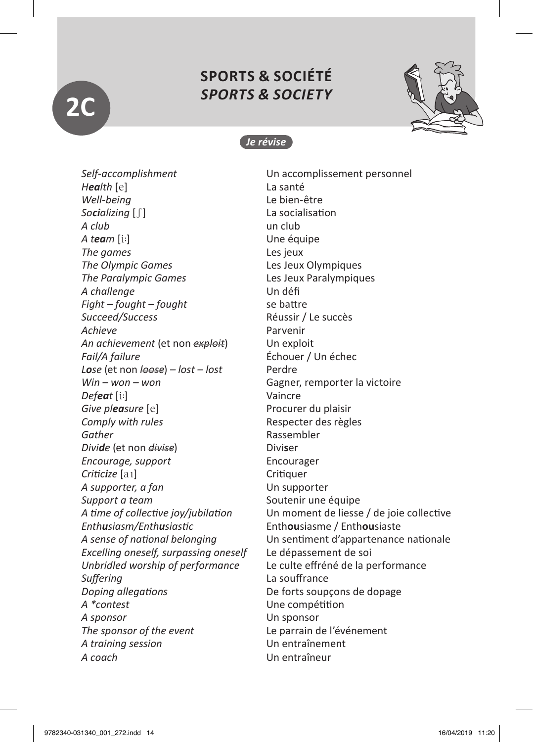**2C**

# SPORTS & SOCIÉTÉ
## *SPORTS & SOCIETY*

***Je révise***

| | |
|---|---|
| *Self-accomplishment* | Un accomplissement personnel |
| *He**a**lth* [e] | La santé |
| *Well-being* | Le bien-être |
| *So**ci**alizing* [ʃ] | La socialisation |
| *A club* | un club |
| *A t**ea**m* [iː] | Une équipe |
| *The games* | Les jeux |
| *The Olympic Games* | Les Jeux Olympiques |
| *The Paralympic Games* | Les Jeux Paralympiques |
| *A challenge* | Un défi |
| *Fight – fought – fought* | se battre |
| *Succeed/Success* | Réussir / Le succès |
| *Achieve* | Parvenir |
| *An achievement* (et non ~~*exploit*~~) | Un exploit |
| *Fail/A failure* | Échouer / Un échec |
| *L**o**se* (et non ~~*loose*~~) *– lost – lost* | Perdre |
| *Win – won – won* | Gagner, remporter la victoire |
| *Def**ea**t* [iː] | Vaincre |
| *Give pl**ea**sure* [e] | Procurer du plaisir |
| *Comply with rules* | Respecter des règles |
| *Gather* | Rassembler |
| *Divi**d**e* (et non ~~*divise*~~) | Divi**s**er |
| *Encourage, support* | Encourager |
| *Critici**z**e* [aɪ] | Critiquer |
| *A supporter, a fan* | Un supporter |
| *Support a team* | Soutenir une équipe |
| *A time of collective joy/jubilation* | Un moment de liesse / de joie collective |
| *Enth**u**siasm/Enth**u**siastic* | Enth**ou**siasme / Enth**ou**siaste |
| *A sense of national belonging* | Un sentiment d'appartenance nationale |
| *Excelling oneself, surpassing oneself* | Le dépassement de soi |
| *Unbridled worship of performance* | Le culte effréné de la performance |
| *Suffering* | La souffrance |
| *Doping allegations* | De forts soupçons de dopage |
| *A *contest* | Une compétition |
| *A sponsor* | Un sponsor |
| *The sponsor of the event* | Le parrain de l'événement |
| *A training session* | Un entraînement |
| *A coach* | Un entraîneur |